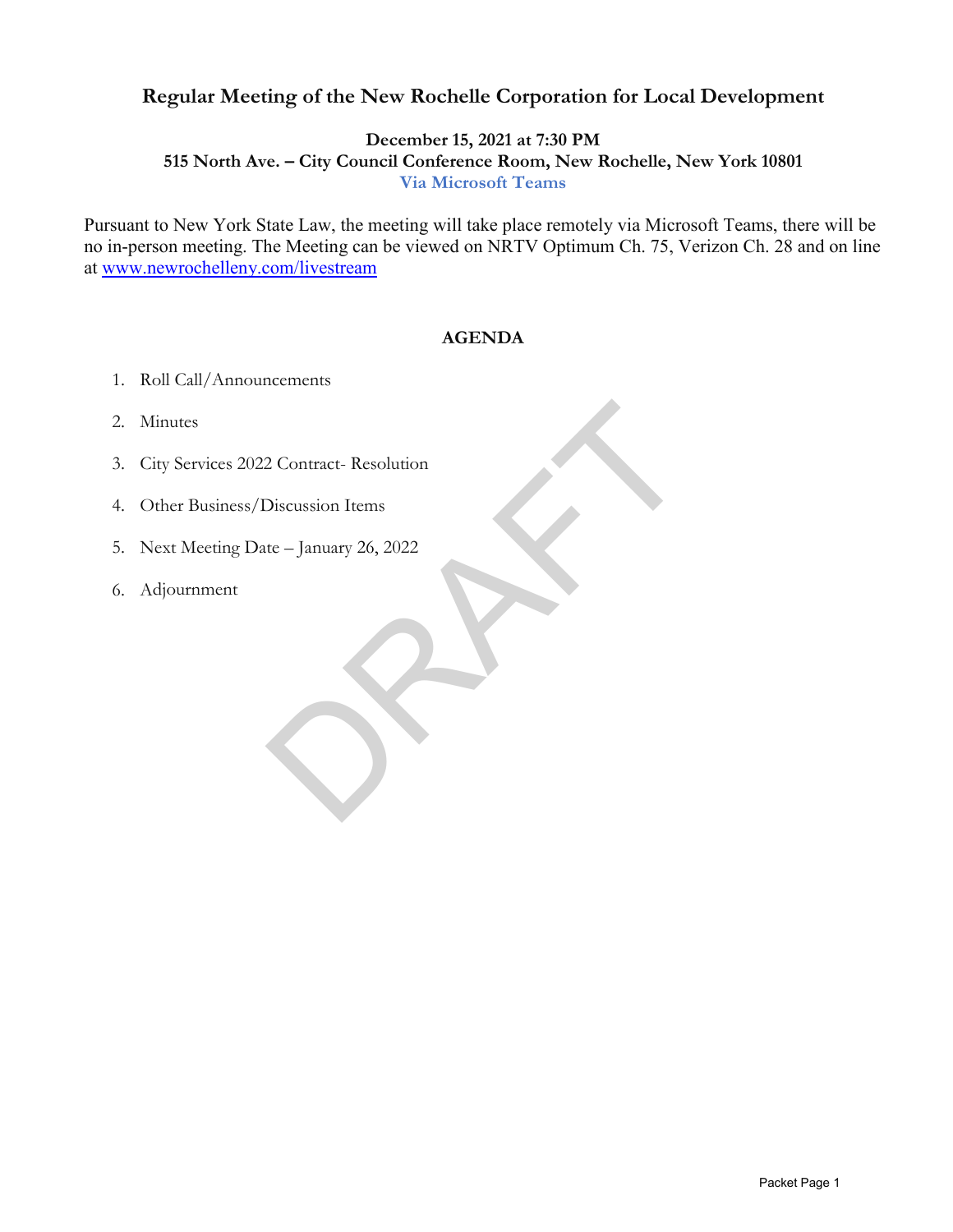# Regular Meeting of the New Rochelle Corporation for Local Development

**December 15, 2021 at 7:30 PM**
**515 North Ave. – City Council Conference Room, New Rochelle, New York 10801**
**Via Microsoft Teams**

Pursuant to New York State Law, the meeting will take place remotely via Microsoft Teams, there will be no in-person meeting. The Meeting can be viewed on NRTV Optimum Ch. 75, Verizon Ch. 28 and on line at www.newrochelleny.com/livestream

**AGENDA**

1. Roll Call/Announcements
2. Minutes
3. City Services 2022 Contract- Resolution
4. Other Business/Discussion Items
5. Next Meeting Date – January 26, 2022
6. Adjournment

DRAFT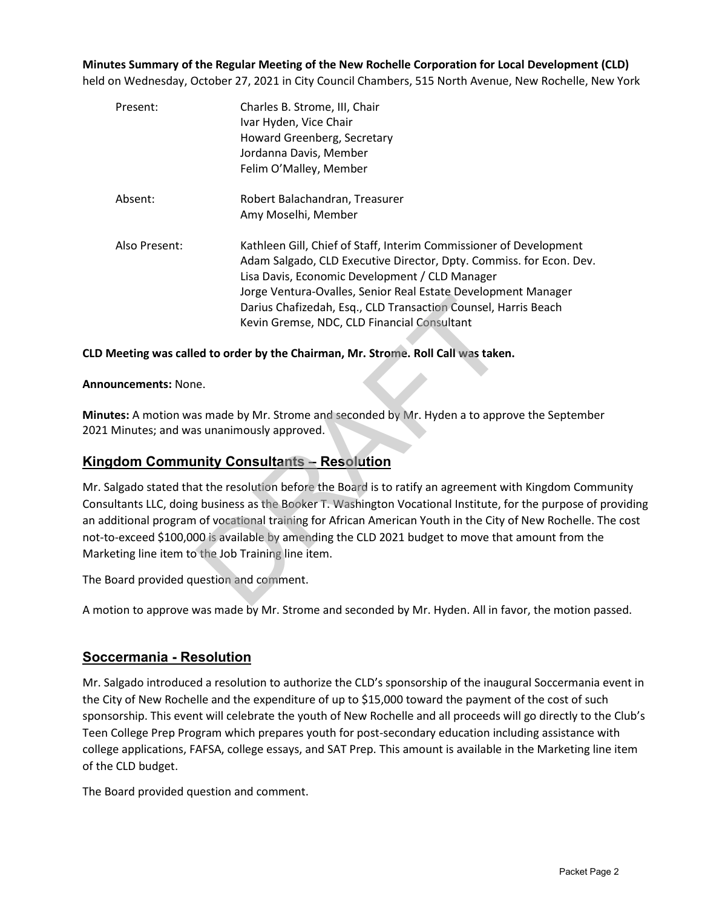**Minutes Summary of the Regular Meeting of the New Rochelle Corporation for Local Development (CLD)** held on Wednesday, October 27, 2021 in City Council Chambers, 515 North Avenue, New Rochelle, New York

| | |
|---|---|
| Present: | Charles B. Strome, III, Chair<br>Ivar Hyden, Vice Chair<br>Howard Greenberg, Secretary<br>Jordanna Davis, Member<br>Felim O'Malley, Member |
| Absent: | Robert Balachandran, Treasurer<br>Amy Moselhi, Member |
| Also Present: | Kathleen Gill, Chief of Staff, Interim Commissioner of Development<br>Adam Salgado, CLD Executive Director, Dpty. Commiss. for Econ. Dev.<br>Lisa Davis, Economic Development / CLD Manager<br>Jorge Ventura-Ovalles, Senior Real Estate Development Manager<br>Darius Chafizedah, Esq., CLD Transaction Counsel, Harris Beach<br>Kevin Gremse, NDC, CLD Financial Consultant |

**CLD Meeting was called to order by the Chairman, Mr. Strome. Roll Call was taken.**

**Announcements:** None.

**Minutes:** A motion was made by Mr. Strome and seconded by Mr. Hyden a to approve the September 2021 Minutes; and was unanimously approved.

## Kingdom Community Consultants – Resolution

Mr. Salgado stated that the resolution before the Board is to ratify an agreement with Kingdom Community Consultants LLC, doing business as the Booker T. Washington Vocational Institute, for the purpose of providing an additional program of vocational training for African American Youth in the City of New Rochelle. The cost not-to-exceed $100,000 is available by amending the CLD 2021 budget to move that amount from the Marketing line item to the Job Training line item.

The Board provided question and comment.

A motion to approve was made by Mr. Strome and seconded by Mr. Hyden. All in favor, the motion passed.

## Soccermania - Resolution

Mr. Salgado introduced a resolution to authorize the CLD's sponsorship of the inaugural Soccermania event in the City of New Rochelle and the expenditure of up to $15,000 toward the payment of the cost of such sponsorship. This event will celebrate the youth of New Rochelle and all proceeds will go directly to the Club's Teen College Prep Program which prepares youth for post-secondary education including assistance with college applications, FAFSA, college essays, and SAT Prep. This amount is available in the Marketing line item of the CLD budget.

The Board provided question and comment.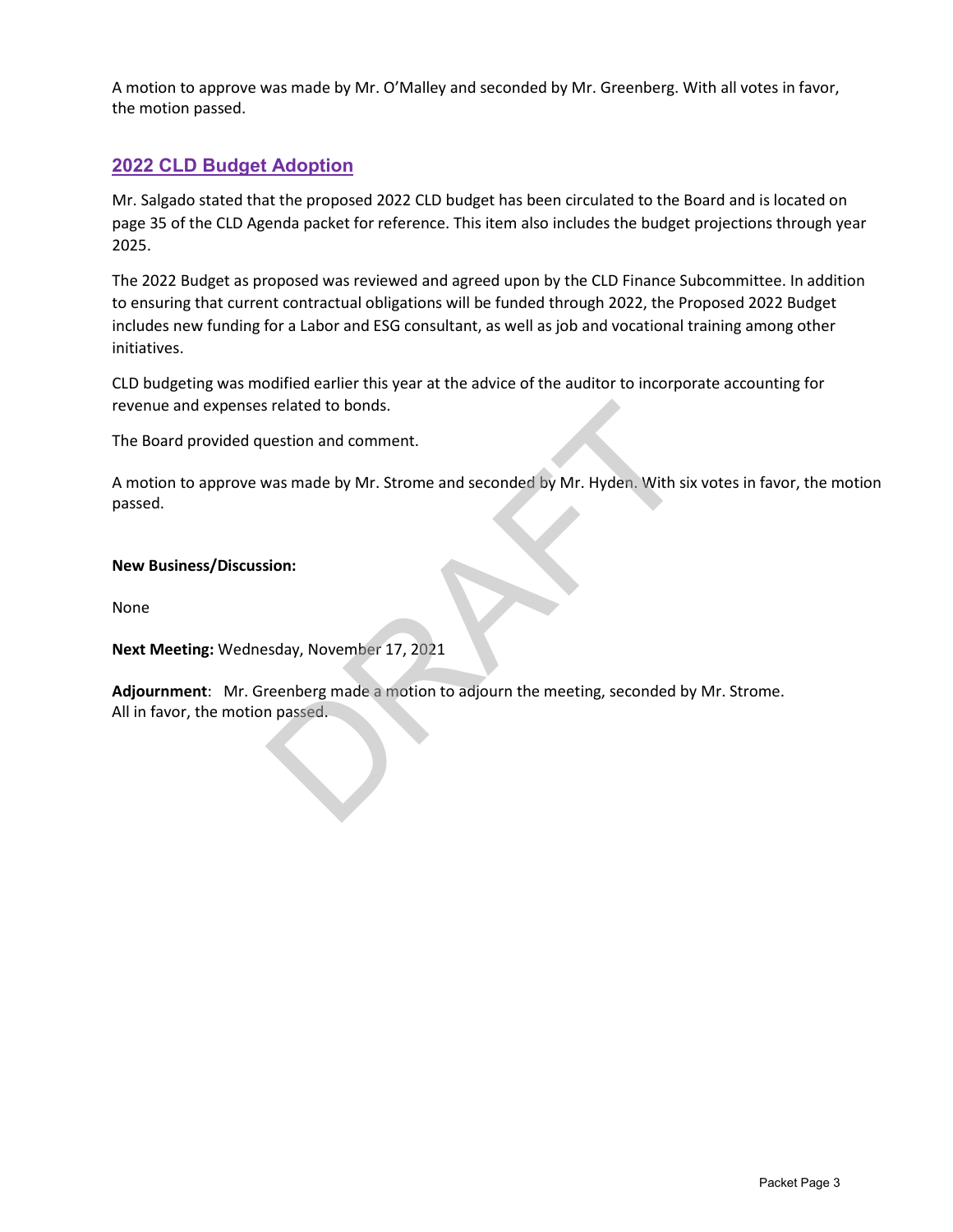A motion to approve was made by Mr. O'Malley and seconded by Mr. Greenberg. With all votes in favor, the motion passed.

## 2022 CLD Budget Adoption

Mr. Salgado stated that the proposed 2022 CLD budget has been circulated to the Board and is located on page 35 of the CLD Agenda packet for reference. This item also includes the budget projections through year 2025.

The 2022 Budget as proposed was reviewed and agreed upon by the CLD Finance Subcommittee. In addition to ensuring that current contractual obligations will be funded through 2022, the Proposed 2022 Budget includes new funding for a Labor and ESG consultant, as well as job and vocational training among other initiatives.

CLD budgeting was modified earlier this year at the advice of the auditor to incorporate accounting for revenue and expenses related to bonds.

The Board provided question and comment.

A motion to approve was made by Mr. Strome and seconded by Mr. Hyden. With six votes in favor, the motion passed.

**New Business/Discussion:**

None

**Next Meeting:** Wednesday, November 17, 2021

**Adjournment**: Mr. Greenberg made a motion to adjourn the meeting, seconded by Mr. Strome. All in favor, the motion passed.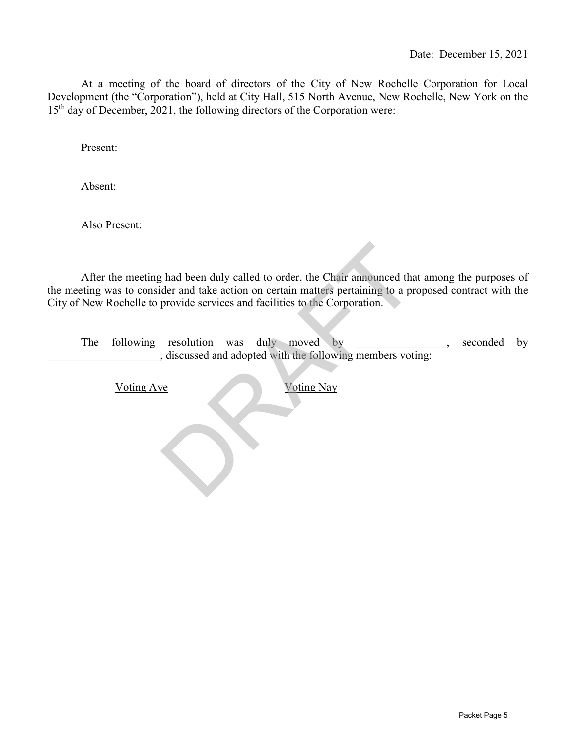Date: December 15, 2021

At a meeting of the board of directors of the City of New Rochelle Corporation for Local Development (the "Corporation"), held at City Hall, 515 North Avenue, New Rochelle, New York on the 15th day of December, 2021, the following directors of the Corporation were:

Present:

Absent:

Also Present:

After the meeting had been duly called to order, the Chair announced that among the purposes of the meeting was to consider and take action on certain matters pertaining to a proposed contract with the City of New Rochelle to provide services and facilities to the Corporation.

The following resolution was duly moved by ________________, seconded by ____________________, discussed and adopted with the following members voting:

<u>Voting Aye</u> <u>Voting Nay</u>

DRAFT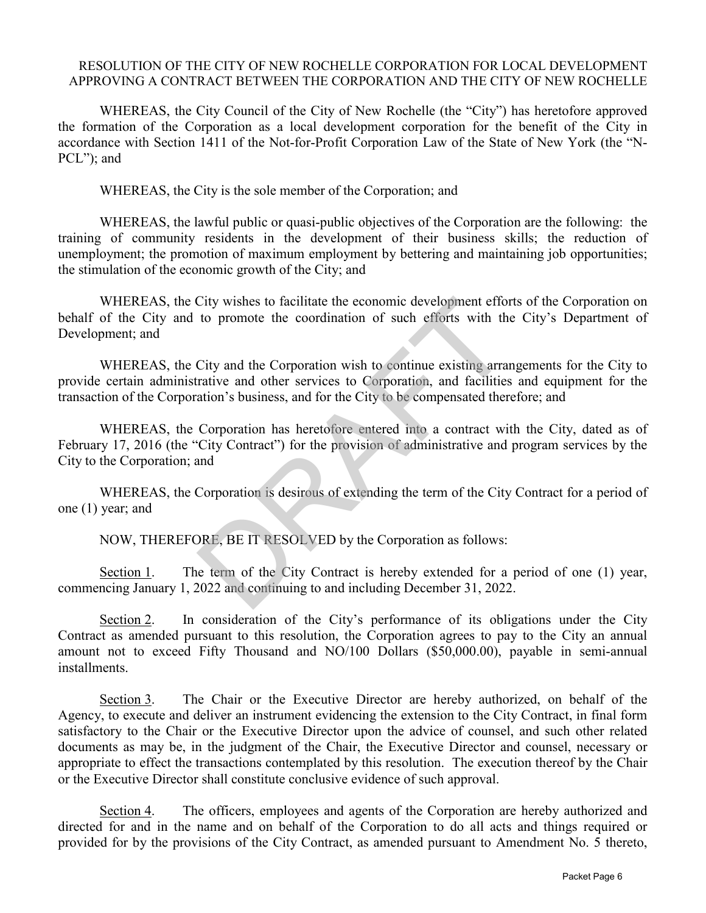RESOLUTION OF THE CITY OF NEW ROCHELLE CORPORATION FOR LOCAL DEVELOPMENT APPROVING A CONTRACT BETWEEN THE CORPORATION AND THE CITY OF NEW ROCHELLE

WHEREAS, the City Council of the City of New Rochelle (the "City") has heretofore approved the formation of the Corporation as a local development corporation for the benefit of the City in accordance with Section 1411 of the Not-for-Profit Corporation Law of the State of New York (the "N-PCL"); and

WHEREAS, the City is the sole member of the Corporation; and

WHEREAS, the lawful public or quasi-public objectives of the Corporation are the following: the training of community residents in the development of their business skills; the reduction of unemployment; the promotion of maximum employment by bettering and maintaining job opportunities; the stimulation of the economic growth of the City; and

WHEREAS, the City wishes to facilitate the economic development efforts of the Corporation on behalf of the City and to promote the coordination of such efforts with the City's Department of Development; and

WHEREAS, the City and the Corporation wish to continue existing arrangements for the City to provide certain administrative and other services to Corporation, and facilities and equipment for the transaction of the Corporation's business, and for the City to be compensated therefore; and

WHEREAS, the Corporation has heretofore entered into a contract with the City, dated as of February 17, 2016 (the "City Contract") for the provision of administrative and program services by the City to the Corporation; and

WHEREAS, the Corporation is desirous of extending the term of the City Contract for a period of one (1) year; and

NOW, THEREFORE, BE IT RESOLVED by the Corporation as follows:

Section 1. The term of the City Contract is hereby extended for a period of one (1) year, commencing January 1, 2022 and continuing to and including December 31, 2022.

Section 2. In consideration of the City's performance of its obligations under the City Contract as amended pursuant to this resolution, the Corporation agrees to pay to the City an annual amount not to exceed Fifty Thousand and NO/100 Dollars ($50,000.00), payable in semi-annual installments.

Section 3. The Chair or the Executive Director are hereby authorized, on behalf of the Agency, to execute and deliver an instrument evidencing the extension to the City Contract, in final form satisfactory to the Chair or the Executive Director upon the advice of counsel, and such other related documents as may be, in the judgment of the Chair, the Executive Director and counsel, necessary or appropriate to effect the transactions contemplated by this resolution. The execution thereof by the Chair or the Executive Director shall constitute conclusive evidence of such approval.

Section 4. The officers, employees and agents of the Corporation are hereby authorized and directed for and in the name and on behalf of the Corporation to do all acts and things required or provided for by the provisions of the City Contract, as amended pursuant to Amendment No. 5 thereto,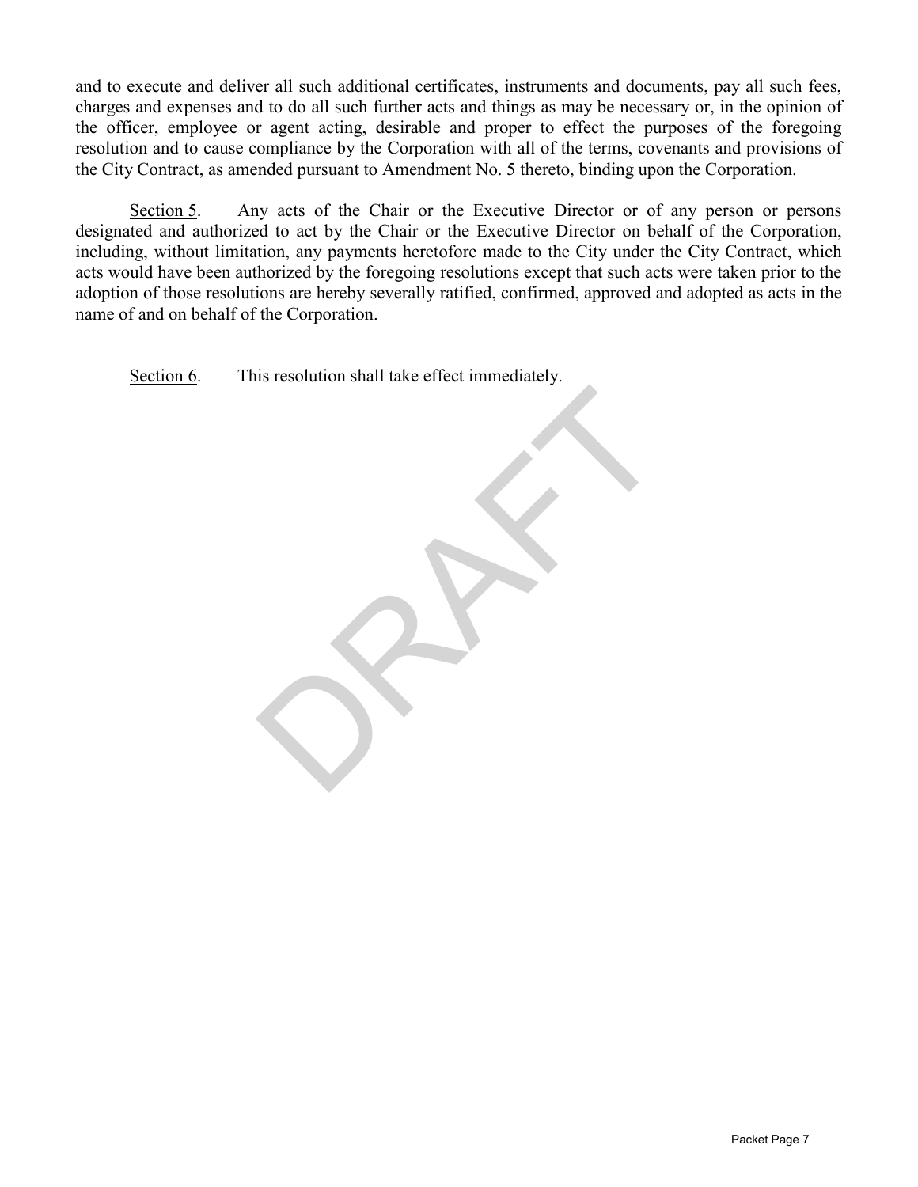and to execute and deliver all such additional certificates, instruments and documents, pay all such fees, charges and expenses and to do all such further acts and things as may be necessary or, in the opinion of the officer, employee or agent acting, desirable and proper to effect the purposes of the foregoing resolution and to cause compliance by the Corporation with all of the terms, covenants and provisions of the City Contract, as amended pursuant to Amendment No. 5 thereto, binding upon the Corporation.

Section 5. Any acts of the Chair or the Executive Director or of any person or persons designated and authorized to act by the Chair or the Executive Director on behalf of the Corporation, including, without limitation, any payments heretofore made to the City under the City Contract, which acts would have been authorized by the foregoing resolutions except that such acts were taken prior to the adoption of those resolutions are hereby severally ratified, confirmed, approved and adopted as acts in the name of and on behalf of the Corporation.

Section 6. This resolution shall take effect immediately.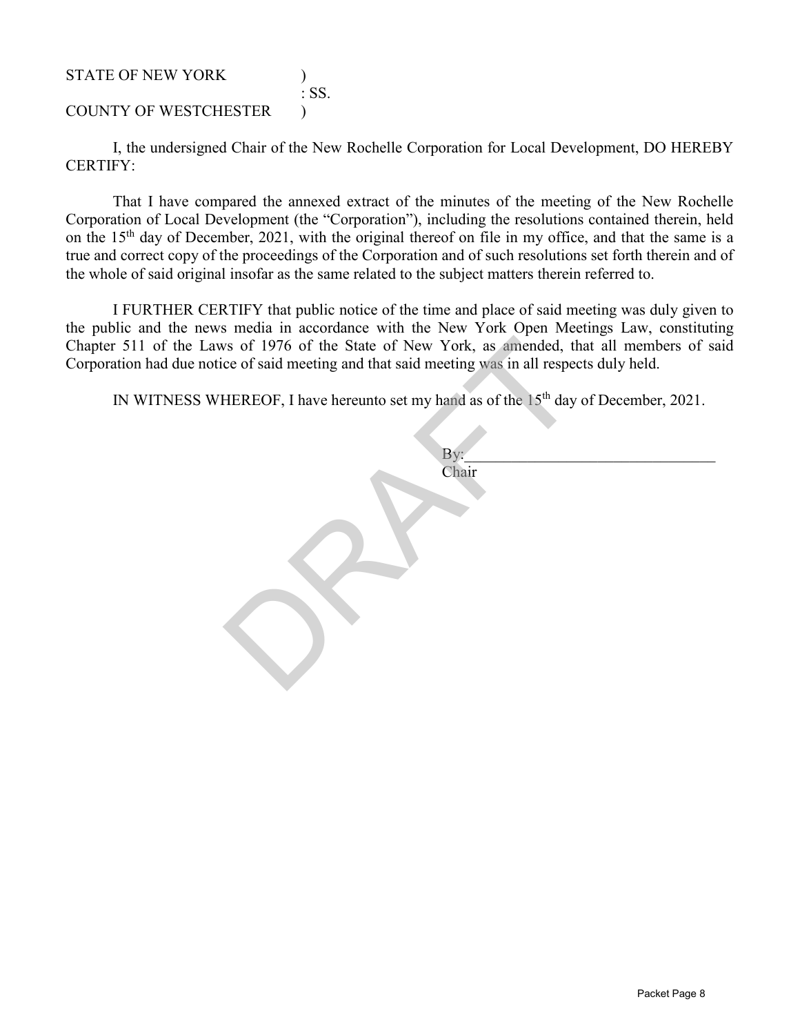STATE OF NEW YORK )
: SS.
COUNTY OF WESTCHESTER )

I, the undersigned Chair of the New Rochelle Corporation for Local Development, DO HEREBY CERTIFY:

That I have compared the annexed extract of the minutes of the meeting of the New Rochelle Corporation of Local Development (the "Corporation"), including the resolutions contained therein, held on the 15th day of December, 2021, with the original thereof on file in my office, and that the same is a true and correct copy of the proceedings of the Corporation and of such resolutions set forth therein and of the whole of said original insofar as the same related to the subject matters therein referred to.

I FURTHER CERTIFY that public notice of the time and place of said meeting was duly given to the public and the news media in accordance with the New York Open Meetings Law, constituting Chapter 511 of the Laws of 1976 of the State of New York, as amended, that all members of said Corporation had due notice of said meeting and that said meeting was in all respects duly held.

IN WITNESS WHEREOF, I have hereunto set my hand as of the 15th day of December, 2021.

By:________________________________
Chair

DRAFT